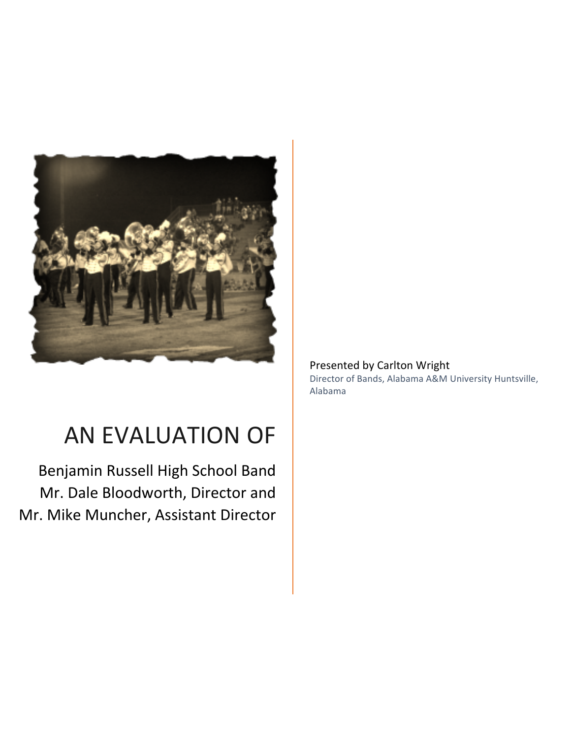# AN EVALUATION OF

## Benjamin Russell High School Band
## Mr. Dale Bloodworth, Director and
## Mr. Mike Muncher, Assistant Director

Presented by Carlton Wright

Director of Bands, Alabama A&M University Huntsville, Alabama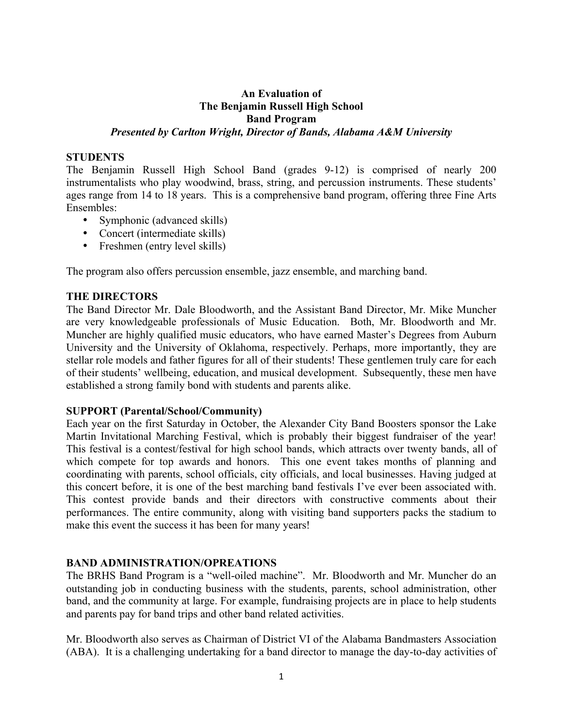**An Evaluation of**
**The Benjamin Russell High School**
**Band Program**
***Presented by Carlton Wright, Director of Bands, Alabama A&M University***

**STUDENTS**

The Benjamin Russell High School Band (grades 9-12) is comprised of nearly 200 instrumentalists who play woodwind, brass, string, and percussion instruments. These students' ages range from 14 to 18 years. This is a comprehensive band program, offering three Fine Arts Ensembles:

- Symphonic (advanced skills)
- Concert (intermediate skills)
- Freshmen (entry level skills)

The program also offers percussion ensemble, jazz ensemble, and marching band.

**THE DIRECTORS**

The Band Director Mr. Dale Bloodworth, and the Assistant Band Director, Mr. Mike Muncher are very knowledgeable professionals of Music Education. Both, Mr. Bloodworth and Mr. Muncher are highly qualified music educators, who have earned Master's Degrees from Auburn University and the University of Oklahoma, respectively. Perhaps, more importantly, they are stellar role models and father figures for all of their students! These gentlemen truly care for each of their students' wellbeing, education, and musical development. Subsequently, these men have established a strong family bond with students and parents alike.

**SUPPORT (Parental/School/Community)**

Each year on the first Saturday in October, the Alexander City Band Boosters sponsor the Lake Martin Invitational Marching Festival, which is probably their biggest fundraiser of the year! This festival is a contest/festival for high school bands, which attracts over twenty bands, all of which compete for top awards and honors. This one event takes months of planning and coordinating with parents, school officials, city officials, and local businesses. Having judged at this concert before, it is one of the best marching band festivals I've ever been associated with. This contest provide bands and their directors with constructive comments about their performances. The entire community, along with visiting band supporters packs the stadium to make this event the success it has been for many years!

**BAND ADMINISTRATION/OPREATIONS**

The BRHS Band Program is a "well-oiled machine". Mr. Bloodworth and Mr. Muncher do an outstanding job in conducting business with the students, parents, school administration, other band, and the community at large. For example, fundraising projects are in place to help students and parents pay for band trips and other band related activities.

Mr. Bloodworth also serves as Chairman of District VI of the Alabama Bandmasters Association (ABA). It is a challenging undertaking for a band director to manage the day-to-day activities of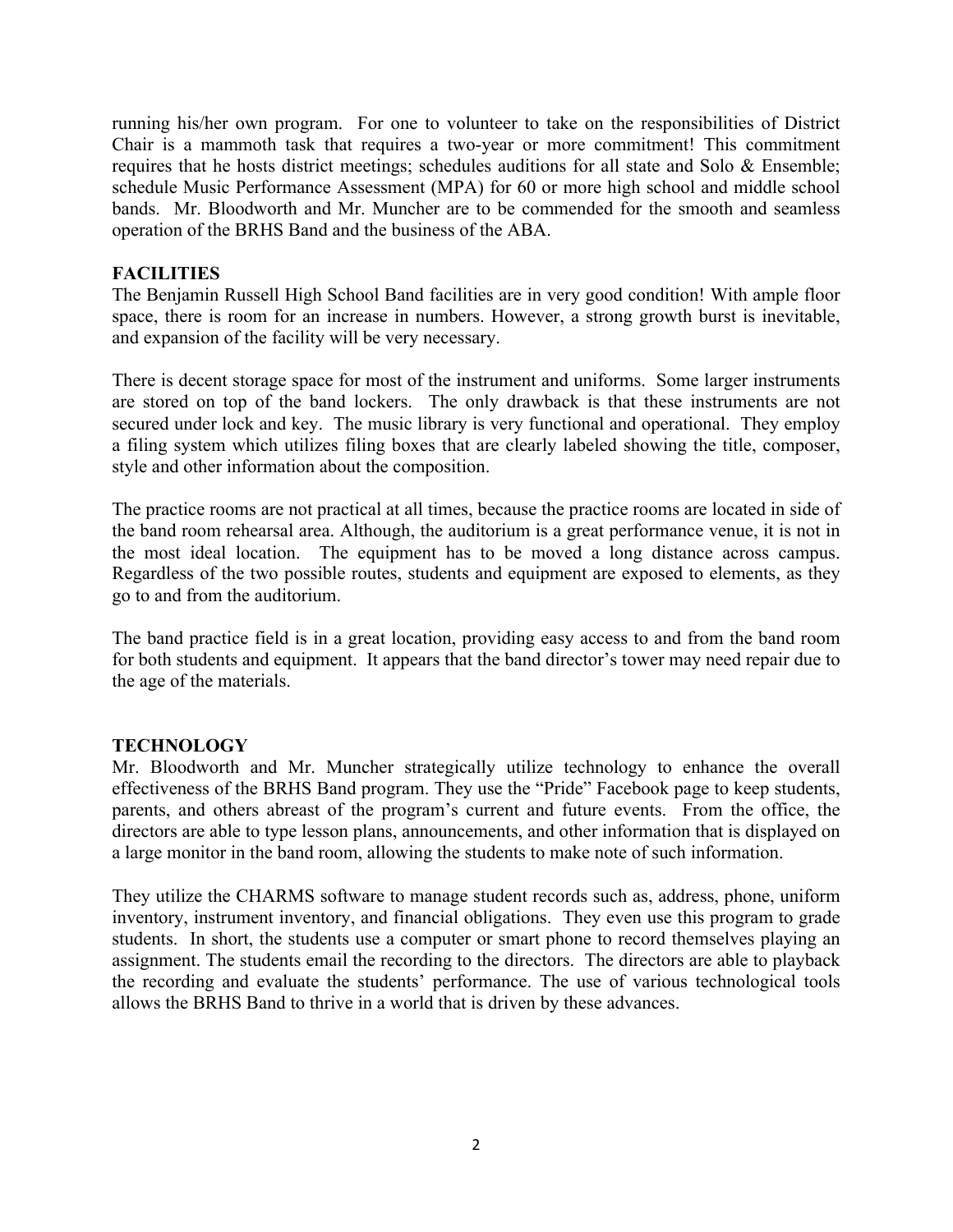running his/her own program. For one to volunteer to take on the responsibilities of District Chair is a mammoth task that requires a two-year or more commitment! This commitment requires that he hosts district meetings; schedules auditions for all state and Solo & Ensemble; schedule Music Performance Assessment (MPA) for 60 or more high school and middle school bands. Mr. Bloodworth and Mr. Muncher are to be commended for the smooth and seamless operation of the BRHS Band and the business of the ABA.

## FACILITIES

The Benjamin Russell High School Band facilities are in very good condition! With ample floor space, there is room for an increase in numbers. However, a strong growth burst is inevitable, and expansion of the facility will be very necessary.

There is decent storage space for most of the instrument and uniforms. Some larger instruments are stored on top of the band lockers. The only drawback is that these instruments are not secured under lock and key. The music library is very functional and operational. They employ a filing system which utilizes filing boxes that are clearly labeled showing the title, composer, style and other information about the composition.

The practice rooms are not practical at all times, because the practice rooms are located in side of the band room rehearsal area. Although, the auditorium is a great performance venue, it is not in the most ideal location. The equipment has to be moved a long distance across campus. Regardless of the two possible routes, students and equipment are exposed to elements, as they go to and from the auditorium.

The band practice field is in a great location, providing easy access to and from the band room for both students and equipment. It appears that the band director's tower may need repair due to the age of the materials.

## TECHNOLOGY

Mr. Bloodworth and Mr. Muncher strategically utilize technology to enhance the overall effectiveness of the BRHS Band program. They use the "Pride" Facebook page to keep students, parents, and others abreast of the program's current and future events. From the office, the directors are able to type lesson plans, announcements, and other information that is displayed on a large monitor in the band room, allowing the students to make note of such information.

They utilize the CHARMS software to manage student records such as, address, phone, uniform inventory, instrument inventory, and financial obligations. They even use this program to grade students. In short, the students use a computer or smart phone to record themselves playing an assignment. The students email the recording to the directors. The directors are able to playback the recording and evaluate the students' performance. The use of various technological tools allows the BRHS Band to thrive in a world that is driven by these advances.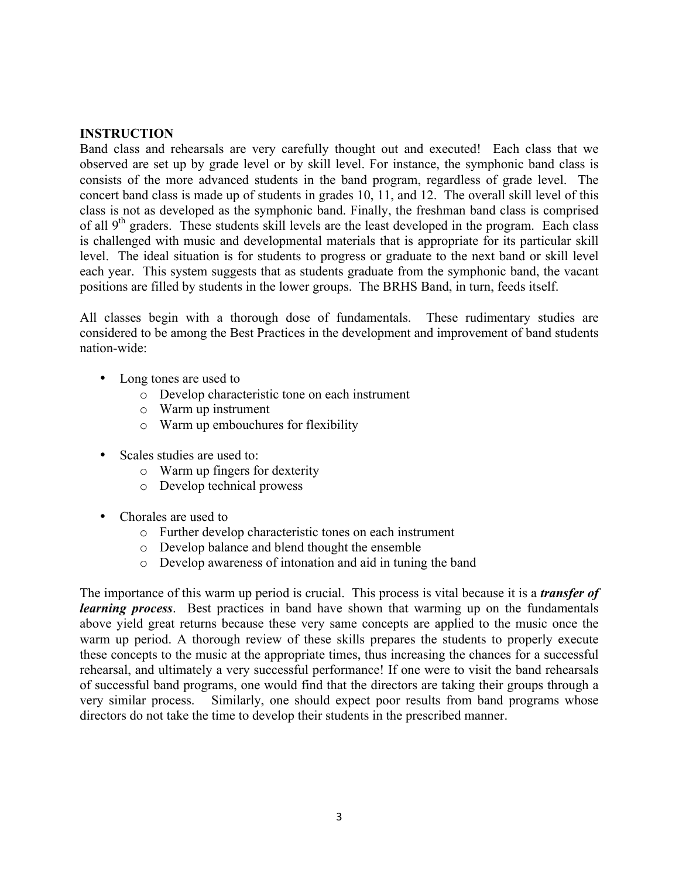**INSTRUCTION**

Band class and rehearsals are very carefully thought out and executed! Each class that we observed are set up by grade level or by skill level. For instance, the symphonic band class is consists of the more advanced students in the band program, regardless of grade level. The concert band class is made up of students in grades 10, 11, and 12. The overall skill level of this class is not as developed as the symphonic band. Finally, the freshman band class is comprised of all 9th graders. These students skill levels are the least developed in the program. Each class is challenged with music and developmental materials that is appropriate for its particular skill level. The ideal situation is for students to progress or graduate to the next band or skill level each year. This system suggests that as students graduate from the symphonic band, the vacant positions are filled by students in the lower groups. The BRHS Band, in turn, feeds itself.

All classes begin with a thorough dose of fundamentals. These rudimentary studies are considered to be among the Best Practices in the development and improvement of band students nation-wide:

- Long tones are used to
  - Develop characteristic tone on each instrument
  - Warm up instrument
  - Warm up embouchures for flexibility

- Scales studies are used to:
  - Warm up fingers for dexterity
  - Develop technical prowess

- Chorales are used to
  - Further develop characteristic tones on each instrument
  - Develop balance and blend thought the ensemble
  - Develop awareness of intonation and aid in tuning the band

The importance of this warm up period is crucial. This process is vital because it is a ***transfer of learning process***. Best practices in band have shown that warming up on the fundamentals above yield great returns because these very same concepts are applied to the music once the warm up period. A thorough review of these skills prepares the students to properly execute these concepts to the music at the appropriate times, thus increasing the chances for a successful rehearsal, and ultimately a very successful performance! If one were to visit the band rehearsals of successful band programs, one would find that the directors are taking their groups through a very similar process. Similarly, one should expect poor results from band programs whose directors do not take the time to develop their students in the prescribed manner.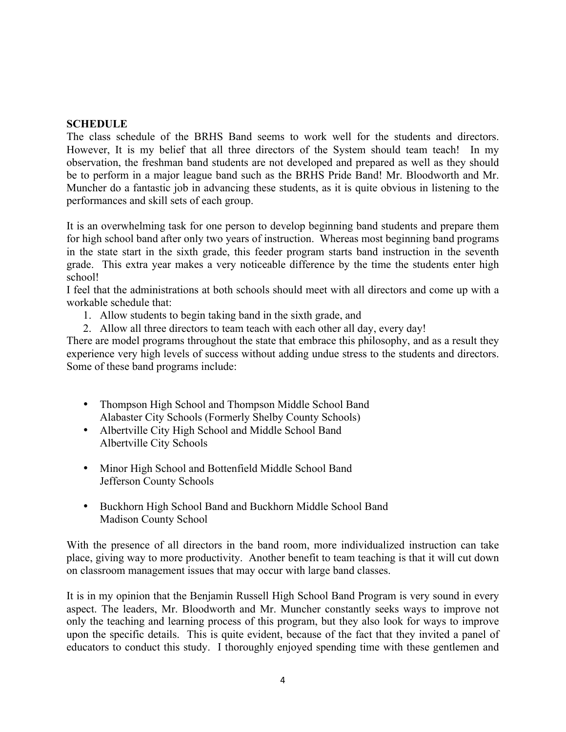**SCHEDULE**

The class schedule of the BRHS Band seems to work well for the students and directors. However, It is my belief that all three directors of the System should team teach! In my observation, the freshman band students are not developed and prepared as well as they should be to perform in a major league band such as the BRHS Pride Band! Mr. Bloodworth and Mr. Muncher do a fantastic job in advancing these students, as it is quite obvious in listening to the performances and skill sets of each group.

It is an overwhelming task for one person to develop beginning band students and prepare them for high school band after only two years of instruction. Whereas most beginning band programs in the state start in the sixth grade, this feeder program starts band instruction in the seventh grade. This extra year makes a very noticeable difference by the time the students enter high school!

I feel that the administrations at both schools should meet with all directors and come up with a workable schedule that:

1. Allow students to begin taking band in the sixth grade, and
2. Allow all three directors to team teach with each other all day, every day!

There are model programs throughout the state that embrace this philosophy, and as a result they experience very high levels of success without adding undue stress to the students and directors. Some of these band programs include:

- Thompson High School and Thompson Middle School Band
  Alabaster City Schools (Formerly Shelby County Schools)
- Albertville City High School and Middle School Band
  Albertville City Schools
- Minor High School and Bottenfield Middle School Band
  Jefferson County Schools
- Buckhorn High School Band and Buckhorn Middle School Band
  Madison County School

With the presence of all directors in the band room, more individualized instruction can take place, giving way to more productivity. Another benefit to team teaching is that it will cut down on classroom management issues that may occur with large band classes.

It is in my opinion that the Benjamin Russell High School Band Program is very sound in every aspect. The leaders, Mr. Bloodworth and Mr. Muncher constantly seeks ways to improve not only the teaching and learning process of this program, but they also look for ways to improve upon the specific details. This is quite evident, because of the fact that they invited a panel of educators to conduct this study. I thoroughly enjoyed spending time with these gentlemen and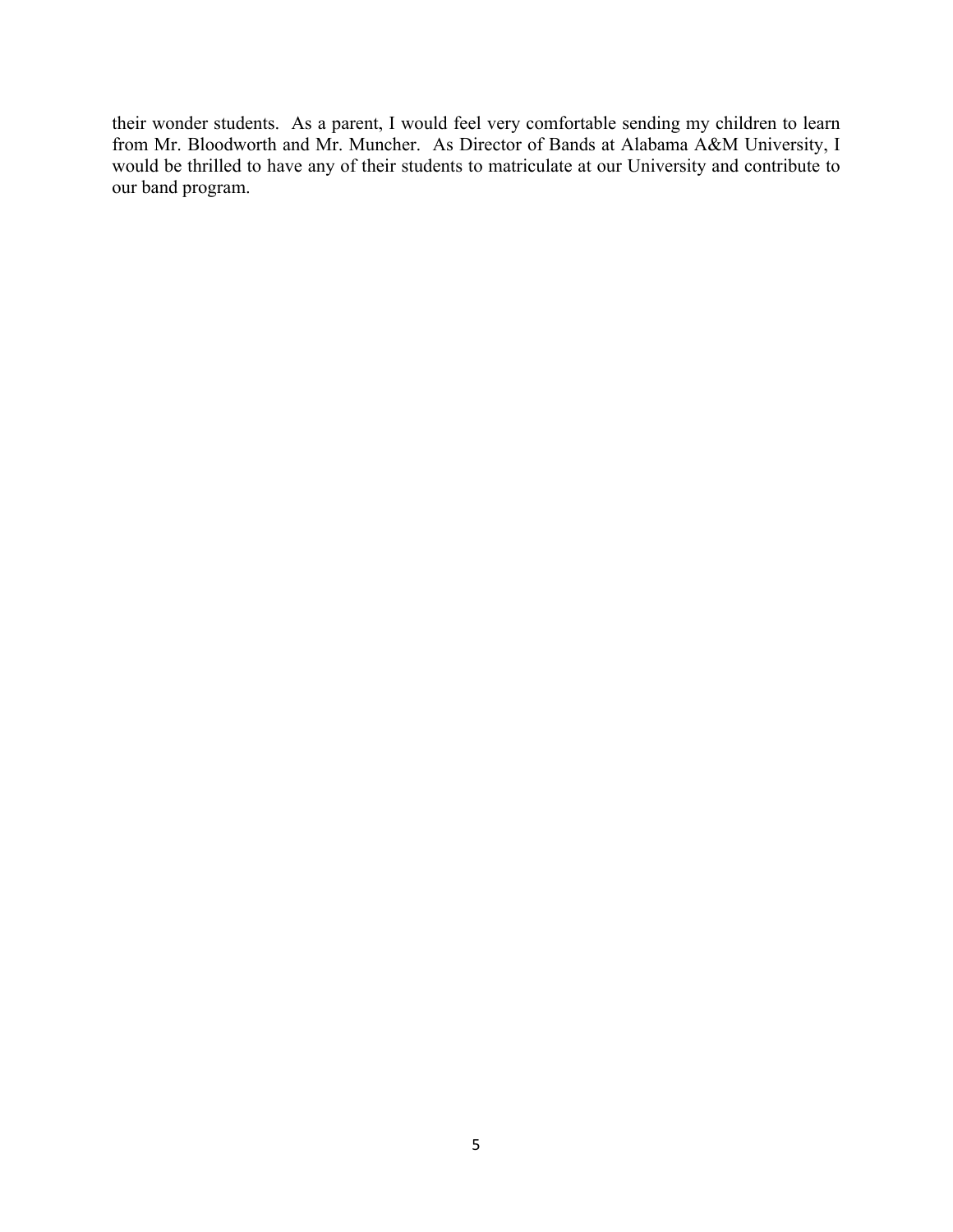their wonder students. As a parent, I would feel very comfortable sending my children to learn from Mr. Bloodworth and Mr. Muncher. As Director of Bands at Alabama A&M University, I would be thrilled to have any of their students to matriculate at our University and contribute to our band program.